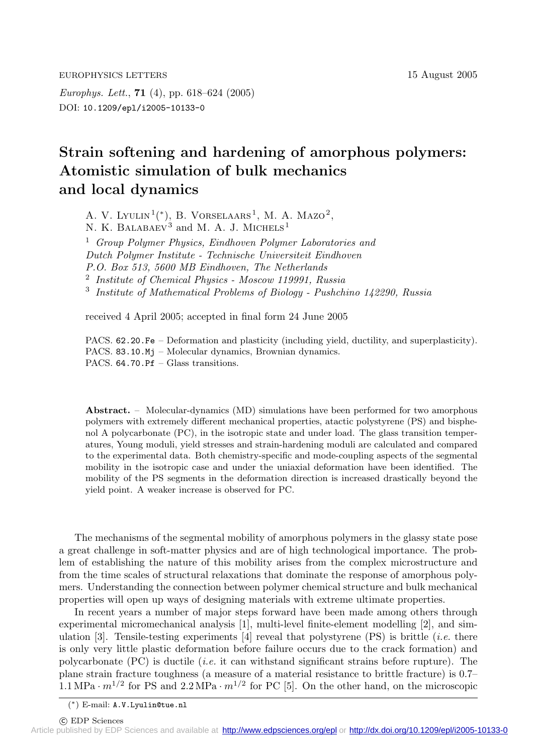# Strain softening and hardening of amorphous polymers: Atomistic simulation of bulk mechanics and local dynamics

A. V. Lyulin[1] (*), B. Vorselaars[1], M. A. Mazo[2], N. K. Balabaev[3] and M. A. J. Michels[1]

[1] *Group Polymer Physics, Eindhoven Polymer Laboratories and Dutch Polymer Institute - Technische Universiteit Eindhoven P.O. Box 513, 5600 MB Eindhoven, The Netherlands*

[2] *Institute of Chemical Physics - Moscow 119991, Russia*

[3] *Institute of Mathematical Problems of Biology - Pushchino 142290, Russia*

received 4 April 2005; accepted in final form 24 June 2005

PACS. 62.20.Fe – Deformation and plasticity (including yield, ductility, and superplasticity).
PACS. 83.10.Mj – Molecular dynamics, Brownian dynamics.
PACS. 64.70.Pf – Glass transitions.

**Abstract.** – Molecular-dynamics (MD) simulations have been performed for two amorphous polymers with extremely different mechanical properties, atactic polystyrene (PS) and bisphenol A polycarbonate (PC), in the isotropic state and under load. The glass transition temperatures, Young moduli, yield stresses and strain-hardening moduli are calculated and compared to the experimental data. Both chemistry-specific and mode-coupling aspects of the segmental mobility in the isotropic case and under the uniaxial deformation have been identified. The mobility of the PS segments in the deformation direction is increased drastically beyond the yield point. A weaker increase is observed for PC.

The mechanisms of the segmental mobility of amorphous polymers in the glassy state pose a great challenge in soft-matter physics and are of high technological importance. The problem of establishing the nature of this mobility arises from the complex microstructure and from the time scales of structural relaxations that dominate the response of amorphous polymers. Understanding the connection between polymer chemical structure and bulk mechanical properties will open up ways of designing materials with extreme ultimate properties.

In recent years a number of major steps forward have been made among others through experimental micromechanical analysis [1], multi-level finite-element modelling [2], and simulation [3]. Tensile-testing experiments [4] reveal that polystyrene (PS) is brittle (*i.e.* there is only very little plastic deformation before failure occurs due to the crack formation) and polycarbonate (PC) is ductile (*i.e.* it can withstand significant strains before rupture). The plane strain fracture toughness (a measure of a material resistance to brittle fracture) is 0.7–1.1 $\mathrm{MPa} \cdot m^{1/2}$ for PS and 2.2 $\mathrm{MPa} \cdot m^{1/2}$ for PC [5]. On the other hand, on the microscopic

(*) E-mail: A.V.Lyulin@tue.nl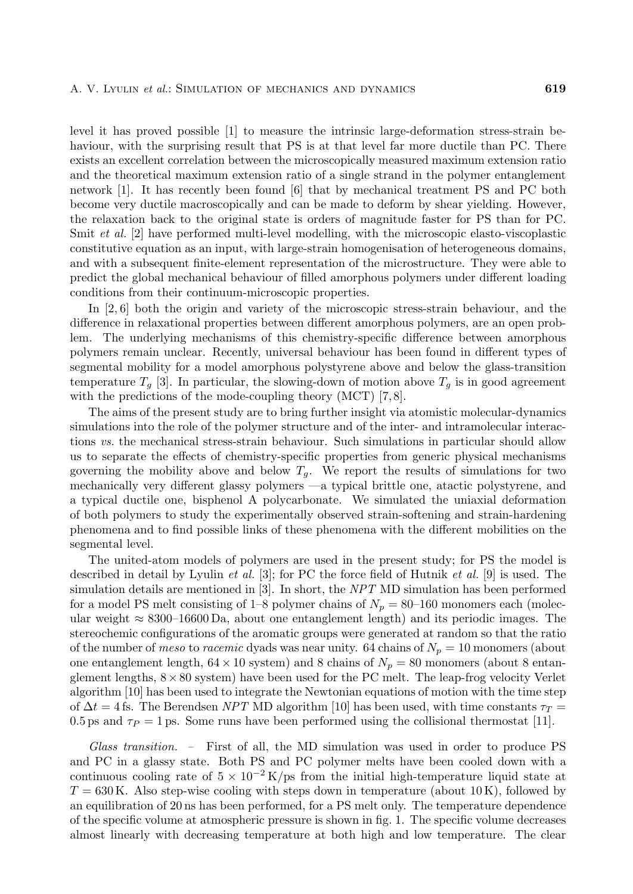level it has proved possible [1] to measure the intrinsic large-deformation stress-strain behaviour, with the surprising result that PS is at that level far more ductile than PC. There exists an excellent correlation between the microscopically measured maximum extension ratio and the theoretical maximum extension ratio of a single strand in the polymer entanglement network [1]. It has recently been found [6] that by mechanical treatment PS and PC both become very ductile macroscopically and can be made to deform by shear yielding. However, the relaxation back to the original state is orders of magnitude faster for PS than for PC. Smit *et al.* [2] have performed multi-level modelling, with the microscopic elasto-viscoplastic constitutive equation as an input, with large-strain homogenisation of heterogeneous domains, and with a subsequent finite-element representation of the microstructure. They were able to predict the global mechanical behaviour of filled amorphous polymers under different loading conditions from their continuum-microscopic properties.

In [2, 6] both the origin and variety of the microscopic stress-strain behaviour, and the difference in relaxational properties between different amorphous polymers, are an open problem. The underlying mechanisms of this chemistry-specific difference between amorphous polymers remain unclear. Recently, universal behaviour has been found in different types of segmental mobility for a model amorphous polystyrene above and below the glass-transition temperature $T_g$ [3]. In particular, the slowing-down of motion above $T_g$ is in good agreement with the predictions of the mode-coupling theory (MCT) [7, 8].

The aims of the present study are to bring further insight via atomistic molecular-dynamics simulations into the role of the polymer structure and of the inter- and intramolecular interactions *vs.* the mechanical stress-strain behaviour. Such simulations in particular should allow us to separate the effects of chemistry-specific properties from generic physical mechanisms governing the mobility above and below $T_g$. We report the results of simulations for two mechanically very different glassy polymers —a typical brittle one, atactic polystyrene, and a typical ductile one, bisphenol A polycarbonate. We simulated the uniaxial deformation of both polymers to study the experimentally observed strain-softening and strain-hardening phenomena and to find possible links of these phenomena with the different mobilities on the segmental level.

The united-atom models of polymers are used in the present study; for PS the model is described in detail by Lyulin *et al.* [3]; for PC the force field of Hutnik *et al.* [9] is used. The simulation details are mentioned in [3]. In short, the $NPT$ MD simulation has been performed for a model PS melt consisting of 1–8 polymer chains of $N_p = 80$–160 monomers each (molecular weight $\approx 8300$–16600 Da, about one entanglement length) and its periodic images. The stereochemic configurations of the aromatic groups were generated at random so that the ratio of the number of *meso* to *racemic* dyads was near unity. 64 chains of $N_p = 10$ monomers (about one entanglement length, $64 \times 10$ system) and 8 chains of $N_p = 80$ monomers (about 8 entanglement lengths, $8 \times 80$ system) have been used for the PC melt. The leap-frog velocity Verlet algorithm [10] has been used to integrate the Newtonian equations of motion with the time step of $\Delta t = 4$ fs. The Berendsen $NPT$ MD algorithm [10] has been used, with time constants $\tau_T = 0.5$ ps and $\tau_P = 1$ ps. Some runs have been performed using the collisional thermostat [11].

*Glass transition.* – First of all, the MD simulation was used in order to produce PS and PC in a glassy state. Both PS and PC polymer melts have been cooled down with a continuous cooling rate of $5 \times 10^{-2}$ K/ps from the initial high-temperature liquid state at $T = 630$ K. Also step-wise cooling with steps down in temperature (about 10 K), followed by an equilibration of 20 ns has been performed, for a PS melt only. The temperature dependence of the specific volume at atmospheric pressure is shown in fig. 1. The specific volume decreases almost linearly with decreasing temperature at both high and low temperature. The clear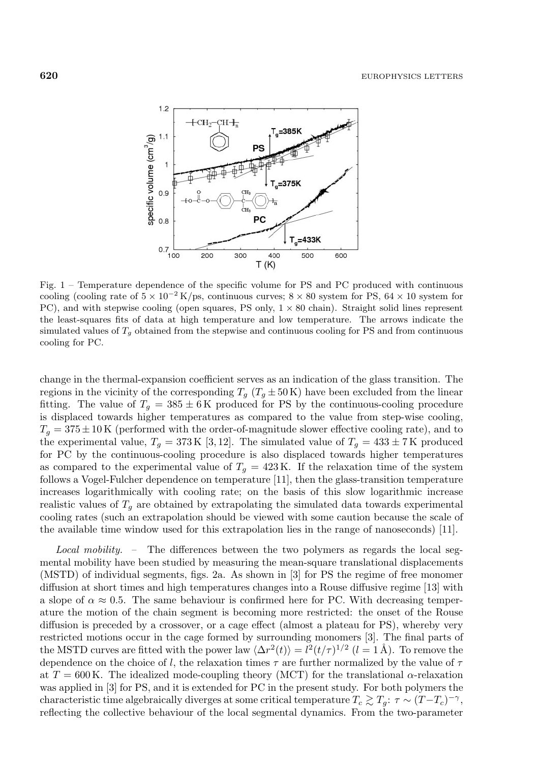Fig. 1 – Temperature dependence of the specific volume for PS and PC produced with continuous cooling (cooling rate of $5 \times 10^{-2}$ K/ps, continuous curves; $8 \times 80$ system for PS, $64 \times 10$ system for PC), and with stepwise cooling (open squares, PS only, $1 \times 80$ chain). Straight solid lines represent the least-squares fits of data at high temperature and low temperature. The arrows indicate the simulated values of $T_g$ obtained from the stepwise and continuous cooling for PS and from continuous cooling for PC.

change in the thermal-expansion coefficient serves as an indication of the glass transition. The regions in the vicinity of the corresponding $T_g$ ($T_g \pm 50$ K) have been excluded from the linear fitting. The value of $T_g = 385 \pm 6$ K produced for PS by the continuous-cooling procedure is displaced towards higher temperatures as compared to the value from step-wise cooling, $T_g = 375 \pm 10$ K (performed with the order-of-magnitude slower effective cooling rate), and to the experimental value, $T_g = 373$ K [3, 12]. The simulated value of $T_g = 433 \pm 7$ K produced for PC by the continuous-cooling procedure is also displaced towards higher temperatures as compared to the experimental value of $T_g = 423$ K. If the relaxation time of the system follows a Vogel-Fulcher dependence on temperature [11], then the glass-transition temperature increases logarithmically with cooling rate; on the basis of this slow logarithmic increase realistic values of $T_g$ are obtained by extrapolating the simulated data towards experimental cooling rates (such an extrapolation should be viewed with some caution because the scale of the available time window used for this extrapolation lies in the range of nanoseconds) [11].

*Local mobility.* – The differences between the two polymers as regards the local segmental mobility have been studied by measuring the mean-square translational displacements (MSTD) of individual segments, figs. 2a. As shown in [3] for PS the regime of free monomer diffusion at short times and high temperatures changes into a Rouse diffusive regime [13] with a slope of $\alpha \approx 0.5$. The same behaviour is confirmed here for PC. With decreasing temperature the motion of the chain segment is becoming more restricted: the onset of the Rouse diffusion is preceded by a crossover, or a cage effect (almost a plateau for PS), whereby very restricted motions occur in the cage formed by surrounding monomers [3]. The final parts of the MSTD curves are fitted with the power law $\langle \Delta r^2(t) \rangle = l^2 (t/\tau)^{1/2}$ ($l = 1$ Å). To remove the dependence on the choice of $l$, the relaxation times $\tau$ are further normalized by the value of $\tau$ at $T = 600$ K. The idealized mode-coupling theory (MCT) for the translational $\alpha$-relaxation was applied in [3] for PS, and it is extended for PC in the present study. For both polymers the characteristic time algebraically diverges at some critical temperature $T_c \gtrsim T_g$: $\tau \sim (T - T_c)^{-\gamma}$, reflecting the collective behaviour of the local segmental dynamics. From the two-parameter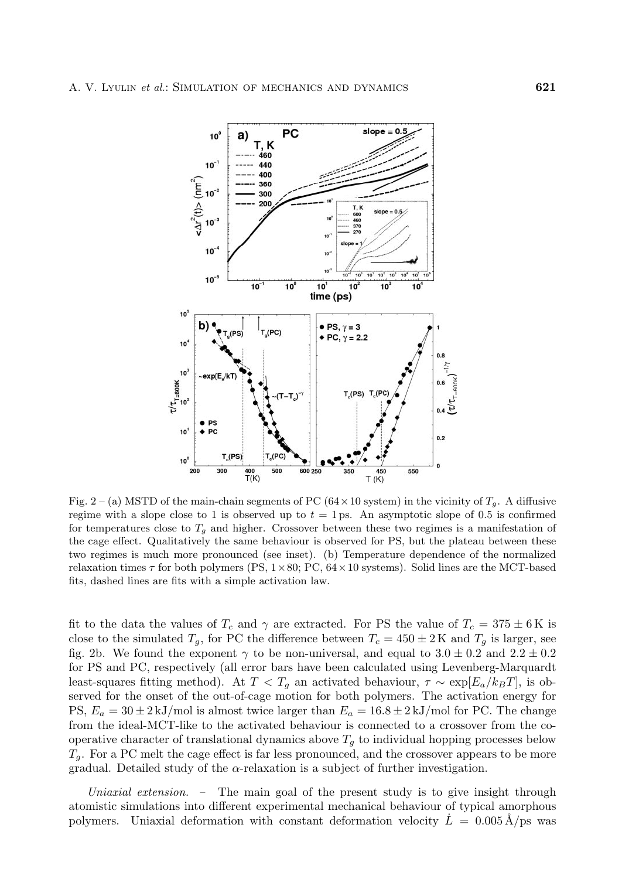Fig. 2 – (a) MSTD of the main-chain segments of PC ($64 \times 10$ system) in the vicinity of $T_g$. A diffusive regime with a slope close to 1 is observed up to $t = 1$ ps. An asymptotic slope of 0.5 is confirmed for temperatures close to $T_g$ and higher. Crossover between these two regimes is a manifestation of the cage effect. Qualitatively the same behaviour is observed for PS, but the plateau between these two regimes is much more pronounced (see inset). (b) Temperature dependence of the normalized relaxation times $\tau$ for both polymers (PS, $1 \times 80$; PC, $64 \times 10$ systems). Solid lines are the MCT-based fits, dashed lines are fits with a simple activation law.

fit to the data the values of $T_c$ and $\gamma$ are extracted. For PS the value of $T_c = 375 \pm 6$ K is close to the simulated $T_g$, for PC the difference between $T_c = 450 \pm 2$ K and $T_g$ is larger, see fig. 2b. We found the exponent $\gamma$ to be non-universal, and equal to $3.0 \pm 0.2$ and $2.2 \pm 0.2$ for PS and PC, respectively (all error bars have been calculated using Levenberg-Marquardt least-squares fitting method). At $T < T_g$ an activated behaviour, $\tau \sim \exp[E_a/k_B T]$, is observed for the onset of the out-of-cage motion for both polymers. The activation energy for PS, $E_a = 30 \pm 2$ kJ/mol is almost twice larger than $E_a = 16.8 \pm 2$ kJ/mol for PC. The change from the ideal-MCT-like to the activated behaviour is connected to a crossover from the co-operative character of translational dynamics above $T_g$ to individual hopping processes below $T_g$. For a PC melt the cage effect is far less pronounced, and the crossover appears to be more gradual. Detailed study of the $\alpha$-relaxation is a subject of further investigation.

*Uniaxial extension.* – The main goal of the present study is to give insight through atomistic simulations into different experimental mechanical behaviour of typical amorphous polymers. Uniaxial deformation with constant deformation velocity $\dot{L} = 0.005$ Å/ps was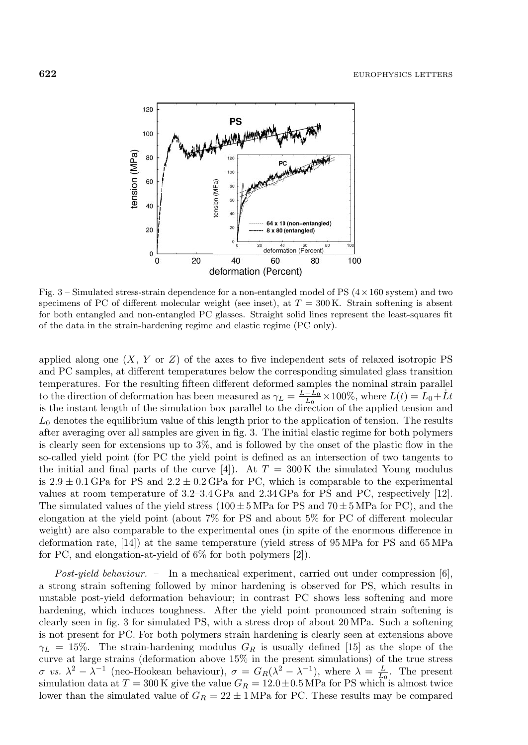Fig. 3 – Simulated stress-strain dependence for a non-entangled model of PS ($4 \times 160$ system) and two specimens of PC of different molecular weight (see inset), at $T = 300$ K. Strain softening is absent for both entangled and non-entangled PC glasses. Straight solid lines represent the least-squares fit of the data in the strain-hardening regime and elastic regime (PC only).

applied along one ($X$, $Y$ or $Z$) of the axes to five independent sets of relaxed isotropic PS and PC samples, at different temperatures below the corresponding simulated glass transition temperatures. For the resulting fifteen different deformed samples the nominal strain parallel to the direction of deformation has been measured as $\gamma_L = \frac{L - L_0}{L_0} \times 100\%$, where $L(t) = L_0 + \dot{L}t$ is the instant length of the simulation box parallel to the direction of the applied tension and $L_0$ denotes the equilibrium value of this length prior to the application of tension. The results after averaging over all samples are given in fig. 3. The initial elastic regime for both polymers is clearly seen for extensions up to 3%, and is followed by the onset of the plastic flow in the so-called yield point (for PC the yield point is defined as an intersection of two tangents to the initial and final parts of the curve [4]). At $T = 300$ K the simulated Young modulus is $2.9 \pm 0.1$ GPa for PS and $2.2 \pm 0.2$ GPa for PC, which is comparable to the experimental values at room temperature of 3.2–3.4 GPa and 2.34 GPa for PS and PC, respectively [12]. The simulated values of the yield stress ($100 \pm 5$ MPa for PS and $70 \pm 5$ MPa for PC), and the elongation at the yield point (about 7% for PS and about 5% for PC of different molecular weight) are also comparable to the experimental ones (in spite of the enormous difference in deformation rate, [14]) at the same temperature (yield stress of 95 MPa for PS and 65 MPa for PC, and elongation-at-yield of 6% for both polymers [2]).

*Post-yield behaviour.* – In a mechanical experiment, carried out under compression [6], a strong strain softening followed by minor hardening is observed for PS, which results in unstable post-yield deformation behaviour; in contrast PC shows less softening and more hardening, which induces toughness. After the yield point pronounced strain softening is clearly seen in fig. 3 for simulated PS, with a stress drop of about 20 MPa. Such a softening is not present for PC. For both polymers strain hardening is clearly seen at extensions above $\gamma_L = 15\%$. The strain-hardening modulus $G_R$ is usually defined [15] as the slope of the curve at large strains (deformation above 15% in the present simulations) of the true stress $\sigma$ *vs.* $\lambda^2 - \lambda^{-1}$ (neo-Hookean behaviour), $\sigma = G_R(\lambda^2 - \lambda^{-1})$, where $\lambda = \frac{L}{L_0}$. The present simulation data at $T = 300$ K give the value $G_R = 12.0 \pm 0.5$ MPa for PS which is almost twice lower than the simulated value of $G_R = 22 \pm 1$ MPa for PC. These results may be compared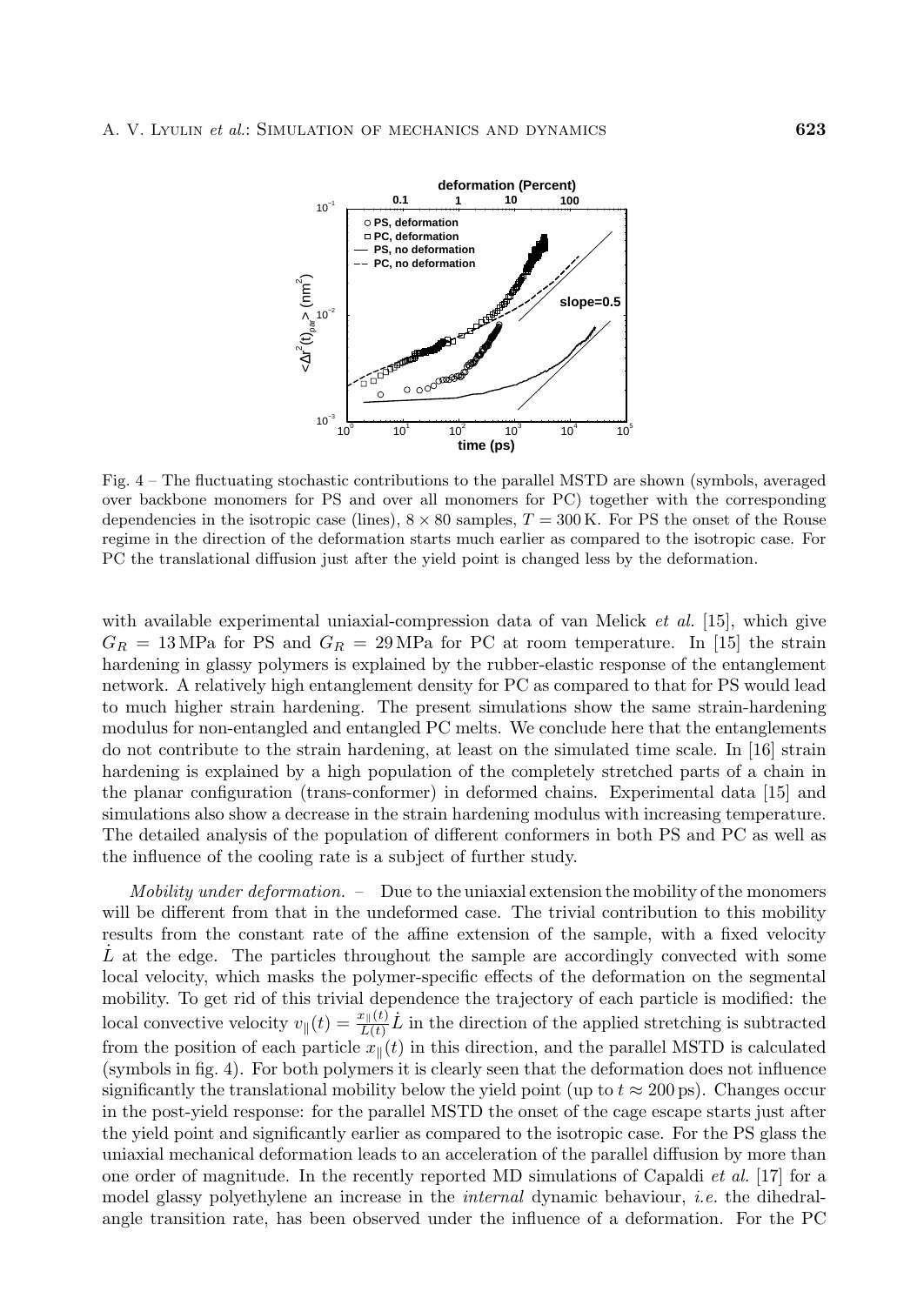Fig. 4 – The fluctuating stochastic contributions to the parallel MSTD are shown (symbols, averaged over backbone monomers for PS and over all monomers for PC) together with the corresponding dependencies in the isotropic case (lines), $8 \times 80$ samples, $T = 300\,\mathrm{K}$. For PS the onset of the Rouse regime in the direction of the deformation starts much earlier as compared to the isotropic case. For PC the translational diffusion just after the yield point is changed less by the deformation.

with available experimental uniaxial-compression data of van Melick *et al.* [15], which give $G_R = 13\,\mathrm{MPa}$ for PS and $G_R = 29\,\mathrm{MPa}$ for PC at room temperature. In [15] the strain hardening in glassy polymers is explained by the rubber-elastic response of the entanglement network. A relatively high entanglement density for PC as compared to that for PS would lead to much higher strain hardening. The present simulations show the same strain-hardening modulus for non-entangled and entangled PC melts. We conclude here that the entanglements do not contribute to the strain hardening, at least on the simulated time scale. In [16] strain hardening is explained by a high population of the completely stretched parts of a chain in the planar configuration (trans-conformer) in deformed chains. Experimental data [15] and simulations also show a decrease in the strain hardening modulus with increasing temperature. The detailed analysis of the population of different conformers in both PS and PC as well as the influence of the cooling rate is a subject of further study.

*Mobility under deformation.* – Due to the uniaxial extension the mobility of the monomers will be different from that in the undeformed case. The trivial contribution to this mobility results from the constant rate of the affine extension of the sample, with a fixed velocity $\dot{L}$ at the edge. The particles throughout the sample are accordingly convected with some local velocity, which masks the polymer-specific effects of the deformation on the segmental mobility. To get rid of this trivial dependence the trajectory of each particle is modified: the local convective velocity $v_\parallel(t) = \frac{x_\parallel(t)}{L(t)}\dot{L}$ in the direction of the applied stretching is subtracted from the position of each particle $x_\parallel(t)$ in this direction, and the parallel MSTD is calculated (symbols in fig. 4). For both polymers it is clearly seen that the deformation does not influence significantly the translational mobility below the yield point (up to $t \approx 200\,\mathrm{ps}$). Changes occur in the post-yield response: for the parallel MSTD the onset of the cage escape starts just after the yield point and significantly earlier as compared to the isotropic case. For the PS glass the uniaxial mechanical deformation leads to an acceleration of the parallel diffusion by more than one order of magnitude. In the recently reported MD simulations of Capaldi *et al.* [17] for a model glassy polyethylene an increase in the *internal* dynamic behaviour, *i.e.* the dihedral-angle transition rate, has been observed under the influence of a deformation. For the PC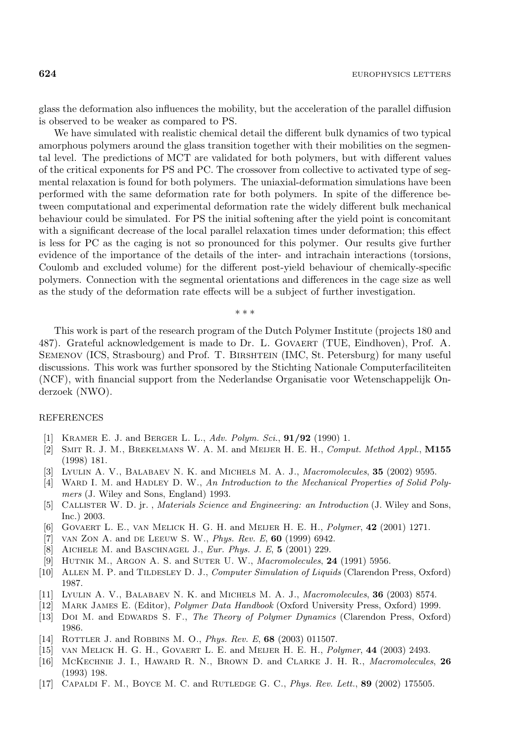glass the deformation also influences the mobility, but the acceleration of the parallel diffusion is observed to be weaker as compared to PS.

We have simulated with realistic chemical detail the different bulk dynamics of two typical amorphous polymers around the glass transition together with their mobilities on the segmental level. The predictions of MCT are validated for both polymers, but with different values of the critical exponents for PS and PC. The crossover from collective to activated type of segmental relaxation is found for both polymers. The uniaxial-deformation simulations have been performed with the same deformation rate for both polymers. In spite of the difference between computational and experimental deformation rate the widely different bulk mechanical behaviour could be simulated. For PS the initial softening after the yield point is concomitant with a significant decrease of the local parallel relaxation times under deformation; this effect is less for PC as the caging is not so pronounced for this polymer. Our results give further evidence of the importance of the details of the inter- and intrachain interactions (torsions, Coulomb and excluded volume) for the different post-yield behaviour of chemically-specific polymers. Connection with the segmental orientations and differences in the cage size as well as the study of the deformation rate effects will be a subject of further investigation.

\* \* \*

This work is part of the research program of the Dutch Polymer Institute (projects 180 and 487). Grateful acknowledgement is made to Dr. L. Govaert (TUE, Eindhoven), Prof. A. Semenov (ICS, Strasbourg) and Prof. T. Birshtein (IMC, St. Petersburg) for many useful discussions. This work was further sponsored by the Stichting Nationale Computerfaciliteiten (NCF), with financial support from the Nederlandse Organisatie voor Wetenschappelijk Onderzoek (NWO).

## REFERENCES

[1] Kramer E. J. and Berger L. L., *Adv. Polym. Sci.*, **91/92** (1990) 1.

[2] Smit R. J. M., Brekelmans W. A. M. and Meijer H. E. H., *Comput. Method Appl.*, **M155** (1998) 181.

[3] Lyulin A. V., Balabaev N. K. and Michels M. A. J., *Macromolecules*, **35** (2002) 9595.

[4] Ward I. M. and Hadley D. W., *An Introduction to the Mechanical Properties of Solid Polymers* (J. Wiley and Sons, England) 1993.

[5] Callister W. D. jr. , *Materials Science and Engineering: an Introduction* (J. Wiley and Sons, Inc.) 2003.

[6] Govaert L. E., van Melick H. G. H. and Meijer H. E. H., *Polymer*, **42** (2001) 1271.

[7] van Zon A. and de Leeuw S. W., *Phys. Rev. E*, **60** (1999) 6942.

[8] Aichele M. and Baschnagel J., *Eur. Phys. J. E*, **5** (2001) 229.

[9] Hutnik M., Argon A. S. and Suter U. W., *Macromolecules*, **24** (1991) 5956.

[10] Allen M. P. and Tildesley D. J., *Computer Simulation of Liquids* (Clarendon Press, Oxford) 1987.

[11] Lyulin A. V., Balabaev N. K. and Michels M. A. J., *Macromolecules*, **36** (2003) 8574.

[12] Mark James E. (Editor), *Polymer Data Handbook* (Oxford University Press, Oxford) 1999.

[13] Doi M. and Edwards S. F., *The Theory of Polymer Dynamics* (Clarendon Press, Oxford) 1986.

[14] Rottler J. and Robbins M. O., *Phys. Rev. E*, **68** (2003) 011507.

[15] van Melick H. G. H., Govaert L. E. and Meijer H. E. H., *Polymer*, **44** (2003) 2493.

[16] McKechnie J. I., Haward R. N., Brown D. and Clarke J. H. R., *Macromolecules*, **26** (1993) 198.

[17] Capaldi F. M., Boyce M. C. and Rutledge G. C., *Phys. Rev. Lett.*, **89** (2002) 175505.